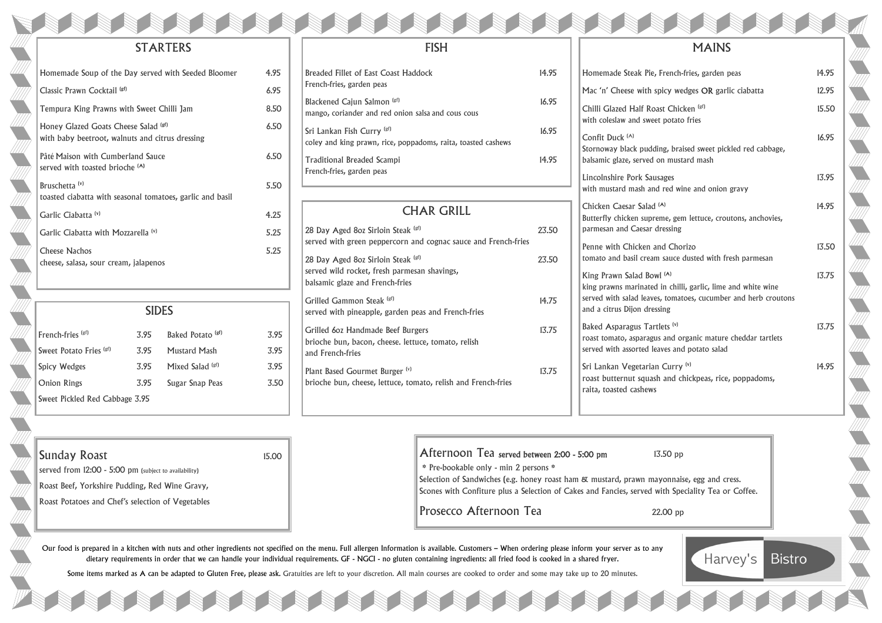# Harvey's Bistro

## STARTERS

| Item | Price |
|---|---|
| Homemade Soup of the Day served with Seeded Bloomer | 4.95 |
| Classic Prawn Cocktail (gf) | 6.95 |
| Tempura King Prawns with Sweet Chilli Jam | 8.50 |
| Honey Glazed Goats Cheese Salad (gf) with baby beetroot, walnuts and citrus dressing | 6.50 |
| Pâté Maison with Cumberland Sauce served with toasted brioche (A) | 6.50 |
| Bruschetta (v) toasted ciabatta with seasonal tomatoes, garlic and basil | 5.50 |
| Garlic Ciabatta (v) | 4.25 |
| Garlic Ciabatta with Mozzarella (v) | 5.25 |
| Cheese Nachos cheese, salasa, sour cream, jalapenos | 5.25 |

## SIDES

| Item | Price | Item | Price |
|---|---|---|---|
| French-fries (gf) | 3.95 | Baked Potato (gf) | 3.95 |
| Sweet Potato Fries (gf) | 3.95 | Mustard Mash | 3.95 |
| Spicy Wedges | 3.95 | Mixed Salad (gf) | 3.95 |
| Onion Rings | 3.95 | Sugar Snap Peas | 3.50 |
| Sweet Pickled Red Cabbage | 3.95 | | |

## FISH

| Item | Price |
|---|---|
| Breaded Fillet of East Coast Haddock French-fries, garden peas | 14.95 |
| Blackened Cajun Salmon (gf) mango, coriander and red onion salsa and cous cous | 16.95 |
| Sri Lankan Fish Curry (gf) coley and king prawn, rice, poppadoms, raita, toasted cashews | 16.95 |
| Traditional Breaded Scampi French-fries, garden peas | 14.95 |

## CHAR GRILL

| Item | Price |
|---|---|
| 28 Day Aged 8oz Sirloin Steak (gf) served with green peppercorn and cognac sauce and French-fries | 23.50 |
| 28 Day Aged 8oz Sirloin Steak (gf) served wild rocket, fresh parmesan shavings, balsamic glaze and French-fries | 23.50 |
| Grilled Gammon Steak (gf) served with pineapple, garden peas and French-fries | 14.75 |
| Grilled 6oz Handmade Beef Burgers brioche bun, bacon, cheese. lettuce, tomato, relish and French-fries | 13.75 |
| Plant Based Gourmet Burger (v) brioche bun, cheese, lettuce, tomato, relish and French-fries | 13.75 |

## MAINS

| Item | Price |
|---|---|
| Homemade Steak Pie, French-fries, garden peas | 14.95 |
| Mac 'n' Cheese with spicy wedges **OR** garlic ciabatta | 12.95 |
| Chilli Glazed Half Roast Chicken (gf) with coleslaw and sweet potato fries | 15.50 |
| Confit Duck (A) Stornoway black pudding, braised sweet pickled red cabbage, balsamic glaze, served on mustard mash | 16.95 |
| Lincolnshire Pork Sausages with mustard mash and red wine and onion gravy | 13.95 |
| Chicken Caesar Salad (A) Butterfly chicken supreme, gem lettuce, croutons, anchovies, parmesan and Caesar dressing | 14.95 |
| Penne with Chicken and Chorizo tomato and basil cream sauce dusted with fresh parmesan | 13.50 |
| King Prawn Salad Bowl (A) king prawns marinated in chilli, garlic, lime and white wine served with salad leaves, tomatoes, cucumber and herb croutons and a citrus Dijon dressing | 13.75 |
| Baked Asparagus Tartlets (v) roast tomato, asparagus and organic mature cheddar tartlets served with assorted leaves and potato salad | 13.75 |
| Sri Lankan Vegetarian Curry (v) roast butternut squash and chickpeas, rice, poppadoms, raita, toasted cashews | 14.95 |

## Sunday Roast — 15.00

served from 12:00 - 5:00 pm (subject to availability)

Roast Beef, Yorkshire Pudding, Red Wine Gravy,

Roast Potatoes and Chef's selection of Vegetables

## Afternoon Tea served between 2:00 - 5:00 pm — 13.50 pp

* Pre-bookable only - min 2 persons *

Selection of Sandwiches (e.g. honey roast ham & mustard, prawn mayonnaise, egg and cress.
Scones with Confiture plus a Selection of Cakes and Fancies, served with Speciality Tea or Coffee.

## Prosecco Afternoon Tea — 22.00 pp

Our food is prepared in a kitchen with nuts and other ingredients not specified on the menu. Full allergen Information is available. Customers – When ordering please inform your server as to any dietary requirements in order that we can handle your individual requirements. GF - NGCI - no gluten containing ingredients: all fried food is cooked in a shared fryer.

Some items marked as A can be adapted to Gluten Free, please ask. Gratuities are left to your discretion. All main courses are cooked to order and some may take up to 20 minutes.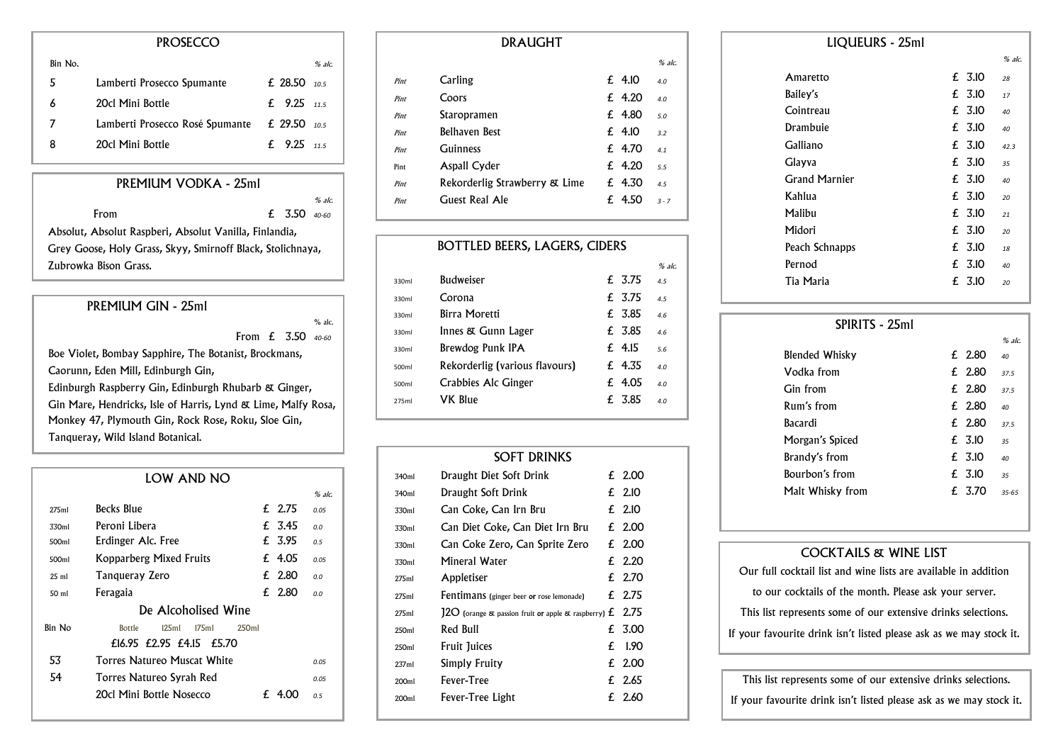## PROSECCO

| Bin No. | | | % alc. |
|---|---|---|---|
| 5 | Lamberti Prosecco Spumante | £ 28.50 | 10.5 |
| 6 | 20cl Mini Bottle | £ 9.25 | 11.5 |
| 7 | Lamberti Prosecco Rosé Spumante | £ 29.50 | 10.5 |
| 8 | 20cl Mini Bottle | £ 9.25 | 11.5 |

## PREMIUM VODKA - 25ml

| | | % alc. |
|---|---|---|
| From | £ 3.50 | 40-60 |

Absolut, Absolut Raspberi, Absolut Vanilla, Finlandia, Grey Goose, Holy Grass, Skyy, Smirnoff Black, Stolichnaya, Zubrowka Bison Grass.

## PREMIUM GIN - 25ml

| | | % alc. |
|---|---|---|
| From | £ 3.50 | 40-60 |

Boe Violet, Bombay Sapphire, The Botanist, Brockmans, Caorunn, Eden Mill, Edinburgh Gin, Edinburgh Raspberry Gin, Edinburgh Rhubarb & Ginger, Gin Mare, Hendricks, Isle of Harris, Lynd & Lime, Malfy Rosa, Monkey 47, Plymouth Gin, Rock Rose, Roku, Sloe Gin, Tanqueray, Wild Island Botanical.

## LOW AND NO

| | | | % alc. |
|---|---|---|---|
| 275ml | Becks Blue | £ 2.75 | 0.05 |
| 330ml | Peroni Libera | £ 3.45 | 0.0 |
| 500ml | Erdinger Alc. Free | £ 3.95 | 0.5 |
| 500ml | Kopparberg Mixed Fruits | £ 4.05 | 0.05 |
| 25 ml | Tanqueray Zero | £ 2.80 | 0.0 |
| 50 ml | Feragaia | £ 2.80 | 0.0 |

### De Alcoholised Wine

| Bin No | | Bottle | 125ml | 175ml | 250ml | |
|---|---|---|---|---|---|---|
| | | £16.95 | £2.95 | £4.15 | £5.70 | |
| 53 | Torres Natureo Muscat White | | | | | 0.05 |
| 54 | Torres Natureo Syrah Red | | | | | 0.05 |
| | 20cl Mini Bottle Nosecco | £ 4.00 | | | | 0.5 |

## DRAUGHT

| | | | % alc. |
|---|---|---|---|
| Pint | Carling | £ 4.10 | 4.0 |
| Pint | Coors | £ 4.20 | 4.0 |
| Pint | Staropramen | £ 4.80 | 5.0 |
| Pint | Belhaven Best | £ 4.10 | 3.2 |
| Pint | Guinness | £ 4.70 | 4.1 |
| Pint | Aspall Cyder | £ 4.20 | 5.5 |
| Pint | Rekorderlig Strawberry & Lime | £ 4.30 | 4.5 |
| Pint | Guest Real Ale | £ 4.50 | 3 - 7 |

## BOTTLED BEERS, LAGERS, CIDERS

| | | | % alc. |
|---|---|---|---|
| 330ml | Budweiser | £ 3.75 | 4.5 |
| 330ml | Corona | £ 3.75 | 4.5 |
| 330ml | Birra Moretti | £ 3.85 | 4.6 |
| 330ml | Innes & Gunn Lager | £ 3.85 | 4.6 |
| 330ml | Brewdog Punk IPA | £ 4.15 | 5.6 |
| 500ml | Rekorderlig (various flavours) | £ 4.35 | 4.0 |
| 500ml | Crabbies Alc Ginger | £ 4.05 | 4.0 |
| 275ml | VK Blue | £ 3.85 | 4.0 |

## SOFT DRINKS

| | | |
|---|---|---|
| 340ml | Draught Diet Soft Drink | £ 2.00 |
| 340ml | Draught Soft Drink | £ 2.10 |
| 330ml | Can Coke, Can Irn Bru | £ 2.10 |
| 330ml | Can Diet Coke, Can Diet Irn Bru | £ 2.00 |
| 330ml | Can Coke Zero, Can Sprite Zero | £ 2.00 |
| 330ml | Mineral Water | £ 2.20 |
| 275ml | Appletiser | £ 2.70 |
| 275ml | Fentimans (ginger beer or rose lemonade) | £ 2.75 |
| 275ml | J2O (orange & passion fruit or apple & raspberry) | £ 2.75 |
| 250ml | Red Bull | £ 3.00 |
| 250ml | Fruit Juices | £ 1.90 |
| 237ml | Simply Fruity | £ 2.00 |
| 200ml | Fever-Tree | £ 2.65 |
| 200ml | Fever-Tree Light | £ 2.60 |

## LIQUEURS - 25ml

| | | % alc. |
|---|---|---|
| Amaretto | £ 3.10 | 28 |
| Bailey's | £ 3.10 | 17 |
| Cointreau | £ 3.10 | 40 |
| Drambuie | £ 3.10 | 40 |
| Galliano | £ 3.10 | 42.3 |
| Glayva | £ 3.10 | 35 |
| Grand Marnier | £ 3.10 | 40 |
| Kahlua | £ 3.10 | 20 |
| Malibu | £ 3.10 | 21 |
| Midori | £ 3.10 | 20 |
| Peach Schnapps | £ 3.10 | 18 |
| Pernod | £ 3.10 | 40 |
| Tia Maria | £ 3.10 | 20 |

## SPIRITS - 25ml

| | | % alc. |
|---|---|---|
| Blended Whisky | £ 2.80 | 40 |
| Vodka from | £ 2.80 | 37.5 |
| Gin from | £ 2.80 | 37.5 |
| Rum's from | £ 2.80 | 40 |
| Bacardi | £ 2.80 | 37.5 |
| Morgan's Spiced | £ 3.10 | 35 |
| Brandy's from | £ 3.10 | 40 |
| Bourbon's from | £ 3.10 | 35 |
| Malt Whisky from | £ 3.70 | 35-65 |

## COCKTAILS & WINE LIST

Our full cocktail list and wine lists are available in addition to our cocktails of the month. Please ask your server.

This list represents some of our extensive drinks selections.

If your favourite drink isn't listed please ask as we may stock it.

This list represents some of our extensive drinks selections.

If your favourite drink isn't listed please ask as we may stock it.